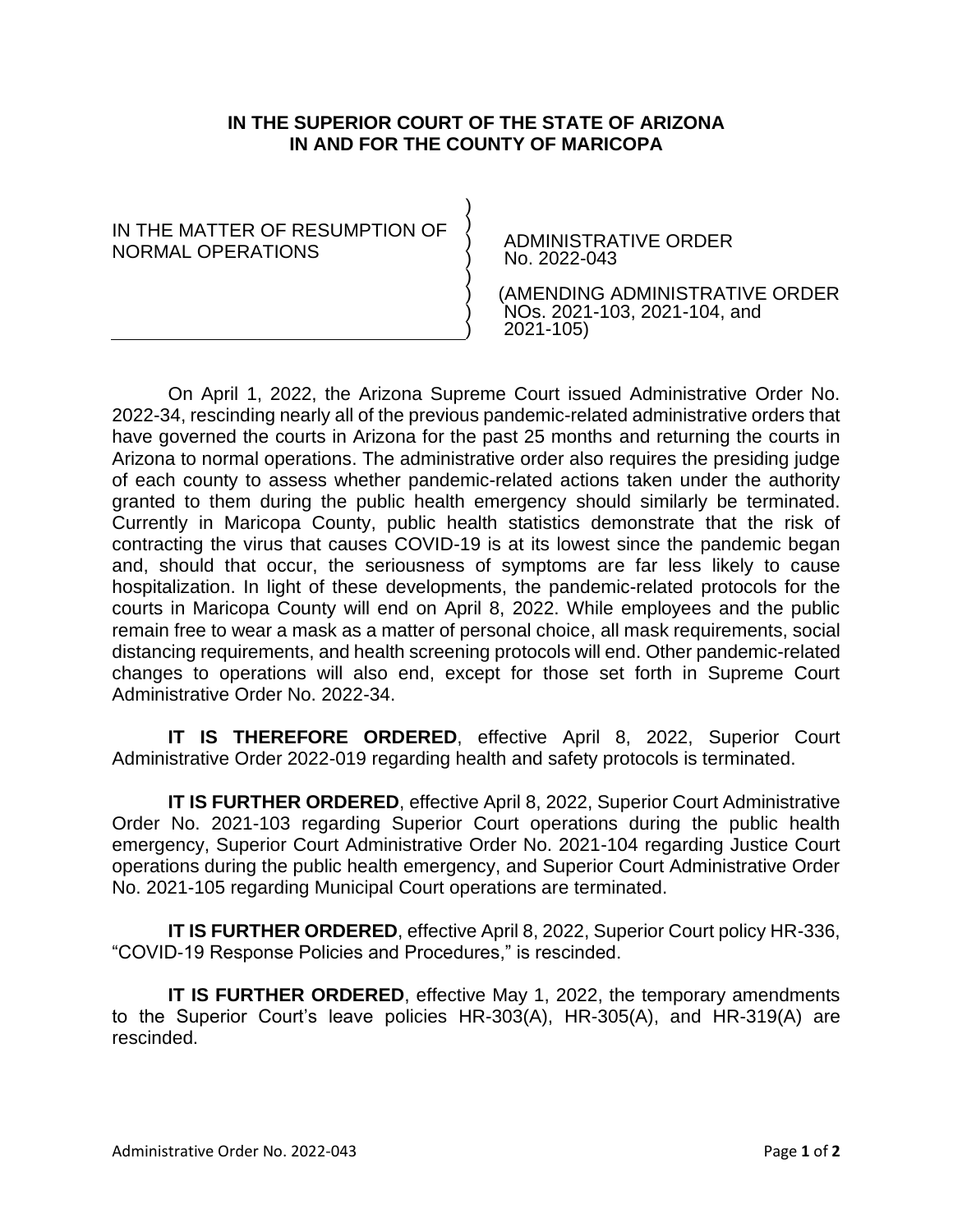**IN THE SUPERIOR COURT OF THE STATE OF ARIZONA**
**IN AND FOR THE COUNTY OF MARICOPA**

IN THE MATTER OF RESUMPTION OF NORMAL OPERATIONS

ADMINISTRATIVE ORDER
No. 2022-043

(AMENDING ADMINISTRATIVE ORDER NOs. 2021-103, 2021-104, and 2021-105)

On April 1, 2022, the Arizona Supreme Court issued Administrative Order No. 2022-34, rescinding nearly all of the previous pandemic-related administrative orders that have governed the courts in Arizona for the past 25 months and returning the courts in Arizona to normal operations. The administrative order also requires the presiding judge of each county to assess whether pandemic-related actions taken under the authority granted to them during the public health emergency should similarly be terminated. Currently in Maricopa County, public health statistics demonstrate that the risk of contracting the virus that causes COVID-19 is at its lowest since the pandemic began and, should that occur, the seriousness of symptoms are far less likely to cause hospitalization. In light of these developments, the pandemic-related protocols for the courts in Maricopa County will end on April 8, 2022. While employees and the public remain free to wear a mask as a matter of personal choice, all mask requirements, social distancing requirements, and health screening protocols will end. Other pandemic-related changes to operations will also end, except for those set forth in Supreme Court Administrative Order No. 2022-34.

**IT IS THEREFORE ORDERED**, effective April 8, 2022, Superior Court Administrative Order 2022-019 regarding health and safety protocols is terminated.

**IT IS FURTHER ORDERED**, effective April 8, 2022, Superior Court Administrative Order No. 2021-103 regarding Superior Court operations during the public health emergency, Superior Court Administrative Order No. 2021-104 regarding Justice Court operations during the public health emergency, and Superior Court Administrative Order No. 2021-105 regarding Municipal Court operations are terminated.

**IT IS FURTHER ORDERED**, effective April 8, 2022, Superior Court policy HR-336, "COVID-19 Response Policies and Procedures," is rescinded.

**IT IS FURTHER ORDERED**, effective May 1, 2022, the temporary amendments to the Superior Court's leave policies HR-303(A), HR-305(A), and HR-319(A) are rescinded.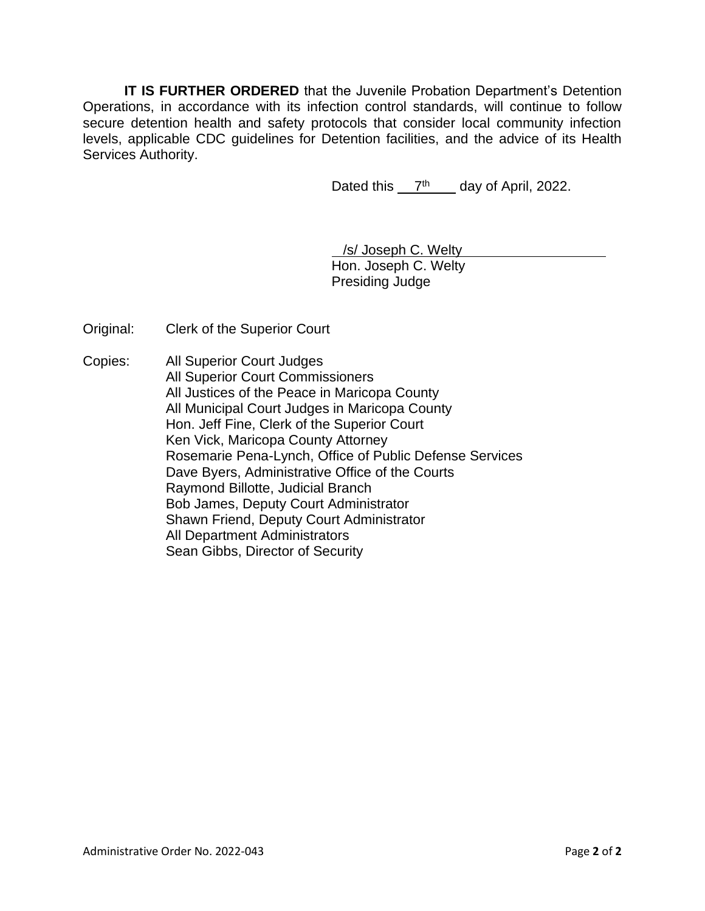**IT IS FURTHER ORDERED** that the Juvenile Probation Department's Detention Operations, in accordance with its infection control standards, will continue to follow secure detention health and safety protocols that consider local community infection levels, applicable CDC guidelines for Detention facilities, and the advice of its Health Services Authority.

Dated this 7th day of April, 2022.

/s/ Joseph C. Welty
Hon. Joseph C. Welty
Presiding Judge

Original: Clerk of the Superior Court

Copies:
All Superior Court Judges
All Superior Court Commissioners
All Justices of the Peace in Maricopa County
All Municipal Court Judges in Maricopa County
Hon. Jeff Fine, Clerk of the Superior Court
Ken Vick, Maricopa County Attorney
Rosemarie Pena-Lynch, Office of Public Defense Services
Dave Byers, Administrative Office of the Courts
Raymond Billotte, Judicial Branch
Bob James, Deputy Court Administrator
Shawn Friend, Deputy Court Administrator
All Department Administrators
Sean Gibbs, Director of Security